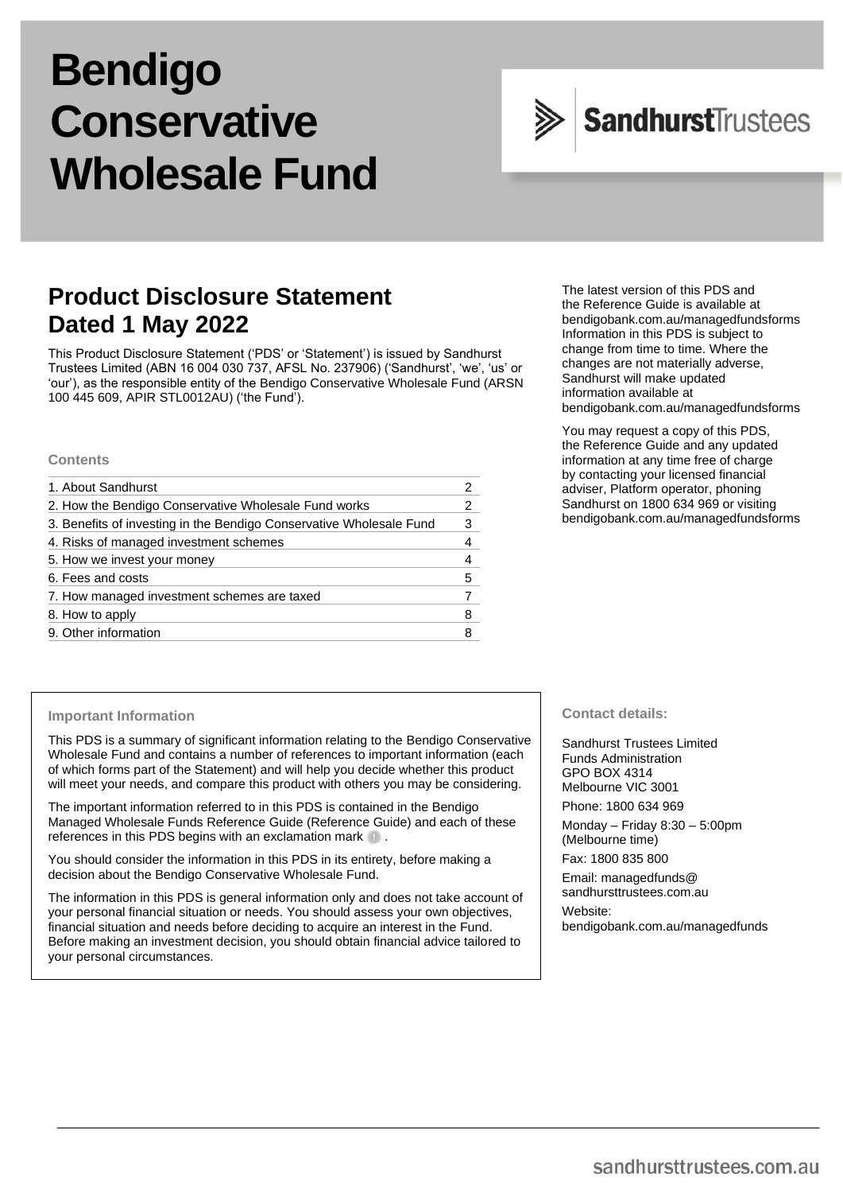# Bendigo Conservative Wholesale Fund

Sandhurst Trustees

## Product Disclosure Statement Dated 1 May 2022

This Product Disclosure Statement ('PDS' or 'Statement') is issued by Sandhurst Trustees Limited (ABN 16 004 030 737, AFSL No. 237906) ('Sandhurst', 'we', 'us' or 'our'), as the responsible entity of the Bendigo Conservative Wholesale Fund (ARSN 100 445 609, APIR STL0012AU) ('the Fund').

### Contents

| | |
|---|---|
| 1. About Sandhurst | 2 |
| 2. How the Bendigo Conservative Wholesale Fund works | 2 |
| 3. Benefits of investing in the Bendigo Conservative Wholesale Fund | 3 |
| 4. Risks of managed investment schemes | 4 |
| 5. How we invest your money | 4 |
| 6. Fees and costs | 5 |
| 7. How managed investment schemes are taxed | 7 |
| 8. How to apply | 8 |
| 9. Other information | 8 |

The latest version of this PDS and the Reference Guide is available at bendigobank.com.au/managedfundsforms Information in this PDS is subject to change from time to time. Where the changes are not materially adverse, Sandhurst will make updated information available at bendigobank.com.au/managedfundsforms

You may request a copy of this PDS, the Reference Guide and any updated information at any time free of charge by contacting your licensed financial adviser, Platform operator, phoning Sandhurst on 1800 634 969 or visiting bendigobank.com.au/managedfundsforms

### Important Information

This PDS is a summary of significant information relating to the Bendigo Conservative Wholesale Fund and contains a number of references to important information (each of which forms part of the Statement) and will help you decide whether this product will meet your needs, and compare this product with others you may be considering.

The important information referred to in this PDS is contained in the Bendigo Managed Wholesale Funds Reference Guide (Reference Guide) and each of these references in this PDS begins with an exclamation mark ! .

You should consider the information in this PDS in its entirety, before making a decision about the Bendigo Conservative Wholesale Fund.

The information in this PDS is general information only and does not take account of your personal financial situation or needs. You should assess your own objectives, financial situation and needs before deciding to acquire an interest in the Fund. Before making an investment decision, you should obtain financial advice tailored to your personal circumstances.

### Contact details:

Sandhurst Trustees Limited
Funds Administration
GPO BOX 4314
Melbourne VIC 3001

Phone: 1800 634 969

Monday – Friday 8:30 – 5:00pm (Melbourne time)

Fax: 1800 835 800

Email: managedfunds@sandhursttrustees.com.au

Website: bendigobank.com.au/managedfunds

sandhursttrustees.com.au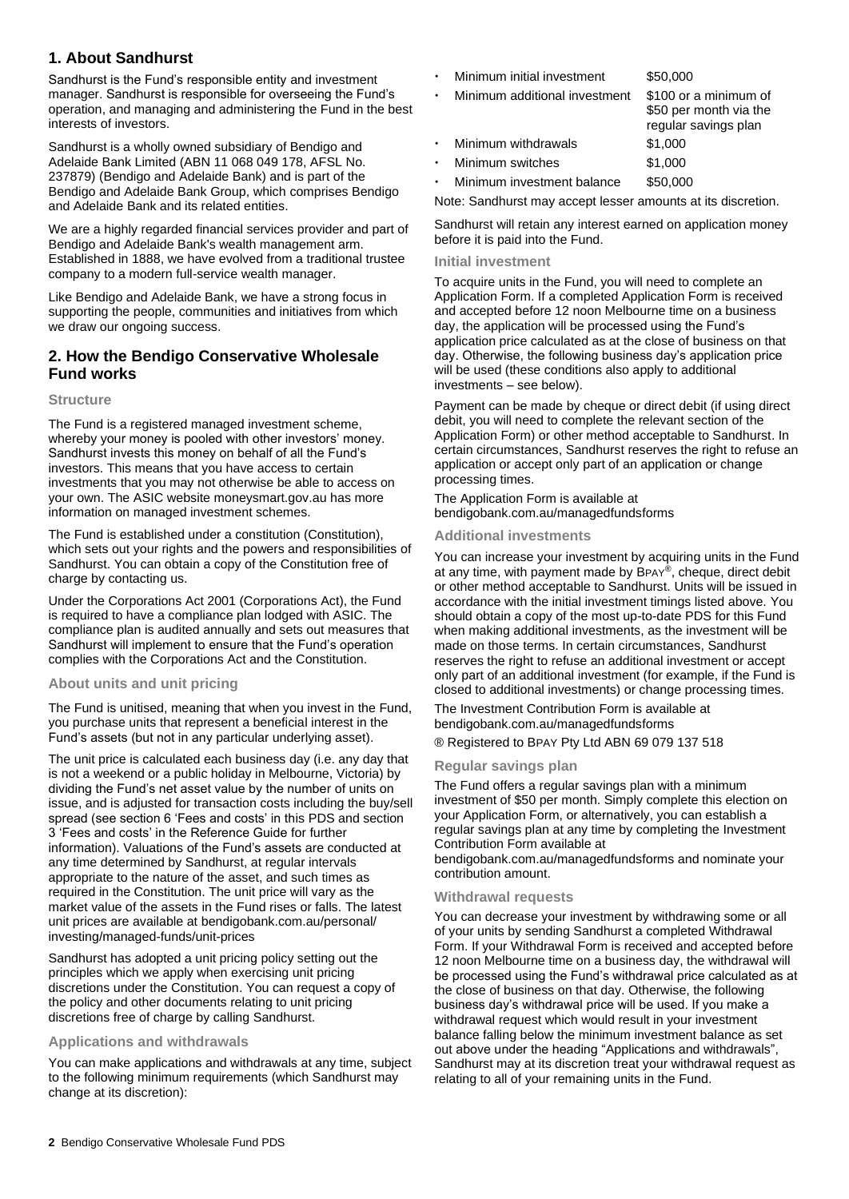## 1. About Sandhurst

Sandhurst is the Fund's responsible entity and investment manager. Sandhurst is responsible for overseeing the Fund's operation, and managing and administering the Fund in the best interests of investors.

Sandhurst is a wholly owned subsidiary of Bendigo and Adelaide Bank Limited (ABN 11 068 049 178, AFSL No. 237879) (Bendigo and Adelaide Bank) and is part of the Bendigo and Adelaide Bank Group, which comprises Bendigo and Adelaide Bank and its related entities.

We are a highly regarded financial services provider and part of Bendigo and Adelaide Bank's wealth management arm. Established in 1888, we have evolved from a traditional trustee company to a modern full-service wealth manager.

Like Bendigo and Adelaide Bank, we have a strong focus in supporting the people, communities and initiatives from which we draw our ongoing success.

## 2. How the Bendigo Conservative Wholesale Fund works

### Structure

The Fund is a registered managed investment scheme, whereby your money is pooled with other investors' money. Sandhurst invests this money on behalf of all the Fund's investors. This means that you have access to certain investments that you may not otherwise be able to access on your own. The ASIC website moneysmart.gov.au has more information on managed investment schemes.

The Fund is established under a constitution (Constitution), which sets out your rights and the powers and responsibilities of Sandhurst. You can obtain a copy of the Constitution free of charge by contacting us.

Under the Corporations Act 2001 (Corporations Act), the Fund is required to have a compliance plan lodged with ASIC. The compliance plan is audited annually and sets out measures that Sandhurst will implement to ensure that the Fund's operation complies with the Corporations Act and the Constitution.

### About units and unit pricing

The Fund is unitised, meaning that when you invest in the Fund, you purchase units that represent a beneficial interest in the Fund's assets (but not in any particular underlying asset).

The unit price is calculated each business day (i.e. any day that is not a weekend or a public holiday in Melbourne, Victoria) by dividing the Fund's net asset value by the number of units on issue, and is adjusted for transaction costs including the buy/sell spread (see section 6 'Fees and costs' in this PDS and section 3 'Fees and costs' in the Reference Guide for further information). Valuations of the Fund's assets are conducted at any time determined by Sandhurst, at regular intervals appropriate to the nature of the asset, and such times as required in the Constitution. The unit price will vary as the market value of the assets in the Fund rises or falls. The latest unit prices are available at bendigobank.com.au/personal/investing/managed-funds/unit-prices

Sandhurst has adopted a unit pricing policy setting out the principles which we apply when exercising unit pricing discretions under the Constitution. You can request a copy of the policy and other documents relating to unit pricing discretions free of charge by calling Sandhurst.

### Applications and withdrawals

You can make applications and withdrawals at any time, subject to the following minimum requirements (which Sandhurst may change at its discretion):

- Minimum initial investment — $50,000
- Minimum additional investment — $100 or a minimum of $50 per month via the regular savings plan
- Minimum withdrawals — $1,000
- Minimum switches — $1,000
- Minimum investment balance — $50,000

Note: Sandhurst may accept lesser amounts at its discretion.

Sandhurst will retain any interest earned on application money before it is paid into the Fund.

### Initial investment

To acquire units in the Fund, you will need to complete an Application Form. If a completed Application Form is received and accepted before 12 noon Melbourne time on a business day, the application will be processed using the Fund's application price calculated as at the close of business on that day. Otherwise, the following business day's application price will be used (these conditions also apply to additional investments – see below).

Payment can be made by cheque or direct debit (if using direct debit, you will need to complete the relevant section of the Application Form) or other method acceptable to Sandhurst. In certain circumstances, Sandhurst reserves the right to refuse an application or accept only part of an application or change processing times.

The Application Form is available at bendigobank.com.au/managedfundsforms

### Additional investments

You can increase your investment by acquiring units in the Fund at any time, with payment made by BPAY®, cheque, direct debit or other method acceptable to Sandhurst. Units will be issued in accordance with the initial investment timings listed above. You should obtain a copy of the most up-to-date PDS for this Fund when making additional investments, as the investment will be made on those terms. In certain circumstances, Sandhurst reserves the right to refuse an additional investment or accept only part of an additional investment (for example, if the Fund is closed to additional investments) or change processing times.

The Investment Contribution Form is available at bendigobank.com.au/managedfundsforms

® Registered to BPAY Pty Ltd ABN 69 079 137 518

### Regular savings plan

The Fund offers a regular savings plan with a minimum investment of $50 per month. Simply complete this election on your Application Form, or alternatively, you can establish a regular savings plan at any time by completing the Investment Contribution Form available at bendigobank.com.au/managedfundsforms and nominate your contribution amount.

### Withdrawal requests

You can decrease your investment by withdrawing some or all of your units by sending Sandhurst a completed Withdrawal Form. If your Withdrawal Form is received and accepted before 12 noon Melbourne time on a business day, the withdrawal will be processed using the Fund's withdrawal price calculated as at the close of business on that day. Otherwise, the following business day's withdrawal price will be used. If you make a withdrawal request which would result in your investment balance falling below the minimum investment balance as set out above under the heading "Applications and withdrawals", Sandhurst may at its discretion treat your withdrawal request as relating to all of your remaining units in the Fund.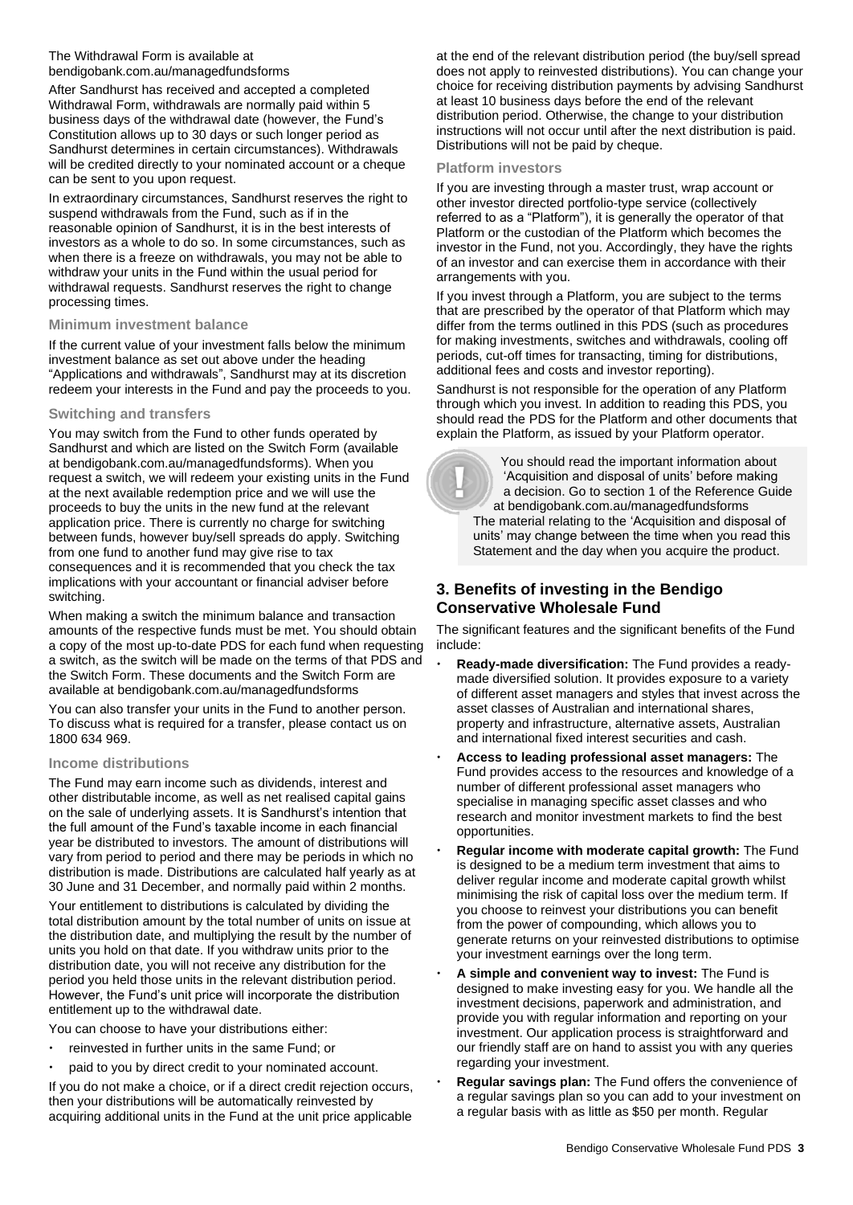The Withdrawal Form is available at bendigobank.com.au/managedfundsforms

After Sandhurst has received and accepted a completed Withdrawal Form, withdrawals are normally paid within 5 business days of the withdrawal date (however, the Fund's Constitution allows up to 30 days or such longer period as Sandhurst determines in certain circumstances). Withdrawals will be credited directly to your nominated account or a cheque can be sent to you upon request.

In extraordinary circumstances, Sandhurst reserves the right to suspend withdrawals from the Fund, such as if in the reasonable opinion of Sandhurst, it is in the best interests of investors as a whole to do so. In some circumstances, such as when there is a freeze on withdrawals, you may not be able to withdraw your units in the Fund within the usual period for withdrawal requests. Sandhurst reserves the right to change processing times.

### Minimum investment balance

If the current value of your investment falls below the minimum investment balance as set out above under the heading "Applications and withdrawals", Sandhurst may at its discretion redeem your interests in the Fund and pay the proceeds to you.

### Switching and transfers

You may switch from the Fund to other funds operated by Sandhurst and which are listed on the Switch Form (available at bendigobank.com.au/managedfundsforms). When you request a switch, we will redeem your existing units in the Fund at the next available redemption price and we will use the proceeds to buy the units in the new fund at the relevant application price. There is currently no charge for switching between funds, however buy/sell spreads do apply. Switching from one fund to another fund may give rise to tax consequences and it is recommended that you check the tax implications with your accountant or financial adviser before switching.

When making a switch the minimum balance and transaction amounts of the respective funds must be met. You should obtain a copy of the most up-to-date PDS for each fund when requesting a switch, as the switch will be made on the terms of that PDS and the Switch Form. These documents and the Switch Form are available at bendigobank.com.au/managedfundsforms

You can also transfer your units in the Fund to another person. To discuss what is required for a transfer, please contact us on 1800 634 969.

### Income distributions

The Fund may earn income such as dividends, interest and other distributable income, as well as net realised capital gains on the sale of underlying assets. It is Sandhurst's intention that the full amount of the Fund's taxable income in each financial year be distributed to investors. The amount of distributions will vary from period to period and there may be periods in which no distribution is made. Distributions are calculated half yearly as at 30 June and 31 December, and normally paid within 2 months.

Your entitlement to distributions is calculated by dividing the total distribution amount by the total number of units on issue at the distribution date, and multiplying the result by the number of units you hold on that date. If you withdraw units prior to the distribution date, you will not receive any distribution for the period you held those units in the relevant distribution period. However, the Fund's unit price will incorporate the distribution entitlement up to the withdrawal date.

You can choose to have your distributions either:

- reinvested in further units in the same Fund; or
- paid to you by direct credit to your nominated account.

If you do not make a choice, or if a direct credit rejection occurs, then your distributions will be automatically reinvested by acquiring additional units in the Fund at the unit price applicable at the end of the relevant distribution period (the buy/sell spread does not apply to reinvested distributions). You can change your choice for receiving distribution payments by advising Sandhurst at least 10 business days before the end of the relevant distribution period. Otherwise, the change to your distribution instructions will not occur until after the next distribution is paid. Distributions will not be paid by cheque.

### Platform investors

If you are investing through a master trust, wrap account or other investor directed portfolio-type service (collectively referred to as a "Platform"), it is generally the operator of that Platform or the custodian of the Platform which becomes the investor in the Fund, not you. Accordingly, they have the rights of an investor and can exercise them in accordance with their arrangements with you.

If you invest through a Platform, you are subject to the terms that are prescribed by the operator of that Platform which may differ from the terms outlined in this PDS (such as procedures for making investments, switches and withdrawals, cooling off periods, cut-off times for transacting, timing for distributions, additional fees and costs and investor reporting).

Sandhurst is not responsible for the operation of any Platform through which you invest. In addition to reading this PDS, you should read the PDS for the Platform and other documents that explain the Platform, as issued by your Platform operator.

> You should read the important information about 'Acquisition and disposal of units' before making a decision. Go to section 1 of the Reference Guide at bendigobank.com.au/managedfundsforms
> The material relating to the 'Acquisition and disposal of units' may change between the time when you read this Statement and the day when you acquire the product.

## 3. Benefits of investing in the Bendigo Conservative Wholesale Fund

The significant features and the significant benefits of the Fund include:

- **Ready-made diversification:** The Fund provides a ready-made diversified solution. It provides exposure to a variety of different asset managers and styles that invest across the asset classes of Australian and international shares, property and infrastructure, alternative assets, Australian and international fixed interest securities and cash.
- **Access to leading professional asset managers:** The Fund provides access to the resources and knowledge of a number of different professional asset managers who specialise in managing specific asset classes and who research and monitor investment markets to find the best opportunities.
- **Regular income with moderate capital growth:** The Fund is designed to be a medium term investment that aims to deliver regular income and moderate capital growth whilst minimising the risk of capital loss over the medium term. If you choose to reinvest your distributions you can benefit from the power of compounding, which allows you to generate returns on your reinvested distributions to optimise your investment earnings over the long term.
- **A simple and convenient way to invest:** The Fund is designed to make investing easy for you. We handle all the investment decisions, paperwork and administration, and provide you with regular information and reporting on your investment. Our application process is straightforward and our friendly staff are on hand to assist you with any queries regarding your investment.
- **Regular savings plan:** The Fund offers the convenience of a regular savings plan so you can add to your investment on a regular basis with as little as $50 per month. Regular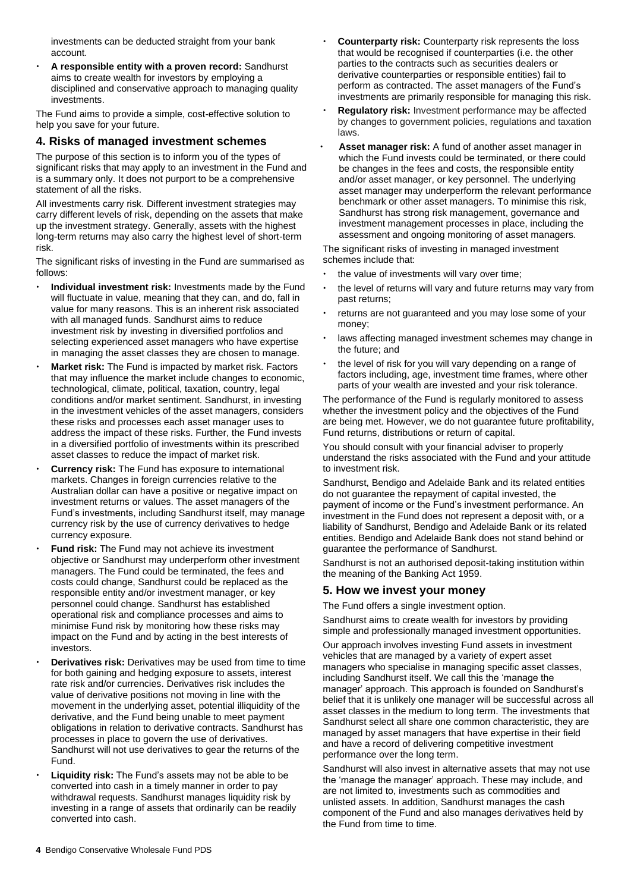investments can be deducted straight from your bank account.

- **A responsible entity with a proven record:** Sandhurst aims to create wealth for investors by employing a disciplined and conservative approach to managing quality investments.

The Fund aims to provide a simple, cost-effective solution to help you save for your future.

## 4. Risks of managed investment schemes

The purpose of this section is to inform you of the types of significant risks that may apply to an investment in the Fund and is a summary only. It does not purport to be a comprehensive statement of all the risks.

All investments carry risk. Different investment strategies may carry different levels of risk, depending on the assets that make up the investment strategy. Generally, assets with the highest long-term returns may also carry the highest level of short-term risk.

The significant risks of investing in the Fund are summarised as follows:

- **Individual investment risk:** Investments made by the Fund will fluctuate in value, meaning that they can, and do, fall in value for many reasons. This is an inherent risk associated with all managed funds. Sandhurst aims to reduce investment risk by investing in diversified portfolios and selecting experienced asset managers who have expertise in managing the asset classes they are chosen to manage.
- **Market risk:** The Fund is impacted by market risk. Factors that may influence the market include changes to economic, technological, climate, political, taxation, country, legal conditions and/or market sentiment. Sandhurst, in investing in the investment vehicles of the asset managers, considers these risks and processes each asset manager uses to address the impact of these risks. Further, the Fund invests in a diversified portfolio of investments within its prescribed asset classes to reduce the impact of market risk.
- **Currency risk:** The Fund has exposure to international markets. Changes in foreign currencies relative to the Australian dollar can have a positive or negative impact on investment returns or values. The asset managers of the Fund's investments, including Sandhurst itself, may manage currency risk by the use of currency derivatives to hedge currency exposure.
- **Fund risk:** The Fund may not achieve its investment objective or Sandhurst may underperform other investment managers. The Fund could be terminated, the fees and costs could change, Sandhurst could be replaced as the responsible entity and/or investment manager, or key personnel could change. Sandhurst has established operational risk and compliance processes and aims to minimise Fund risk by monitoring how these risks may impact on the Fund and by acting in the best interests of investors.
- **Derivatives risk:** Derivatives may be used from time to time for both gaining and hedging exposure to assets, interest rate risk and/or currencies. Derivatives risk includes the value of derivative positions not moving in line with the movement in the underlying asset, potential illiquidity of the derivative, and the Fund being unable to meet payment obligations in relation to derivative contracts. Sandhurst has processes in place to govern the use of derivatives. Sandhurst will not use derivatives to gear the returns of the Fund.
- **Liquidity risk:** The Fund's assets may not be able to be converted into cash in a timely manner in order to pay withdrawal requests. Sandhurst manages liquidity risk by investing in a range of assets that ordinarily can be readily converted into cash.
- **Counterparty risk:** Counterparty risk represents the loss that would be recognised if counterparties (i.e. the other parties to the contracts such as securities dealers or derivative counterparties or responsible entities) fail to perform as contracted. The asset managers of the Fund's investments are primarily responsible for managing this risk.
- **Regulatory risk:** Investment performance may be affected by changes to government policies, regulations and taxation laws.
- **Asset manager risk:** A fund of another asset manager in which the Fund invests could be terminated, or there could be changes in the fees and costs, the responsible entity and/or asset manager, or key personnel. The underlying asset manager may underperform the relevant performance benchmark or other asset managers. To minimise this risk, Sandhurst has strong risk management, governance and investment management processes in place, including the assessment and ongoing monitoring of asset managers.

The significant risks of investing in managed investment schemes include that:

- the value of investments will vary over time;
- the level of returns will vary and future returns may vary from past returns;
- returns are not guaranteed and you may lose some of your money;
- laws affecting managed investment schemes may change in the future; and
- the level of risk for you will vary depending on a range of factors including, age, investment time frames, where other parts of your wealth are invested and your risk tolerance.

The performance of the Fund is regularly monitored to assess whether the investment policy and the objectives of the Fund are being met. However, we do not guarantee future profitability, Fund returns, distributions or return of capital.

You should consult with your financial adviser to properly understand the risks associated with the Fund and your attitude to investment risk.

Sandhurst, Bendigo and Adelaide Bank and its related entities do not guarantee the repayment of capital invested, the payment of income or the Fund's investment performance. An investment in the Fund does not represent a deposit with, or a liability of Sandhurst, Bendigo and Adelaide Bank or its related entities. Bendigo and Adelaide Bank does not stand behind or guarantee the performance of Sandhurst.

Sandhurst is not an authorised deposit-taking institution within the meaning of the Banking Act 1959.

## 5. How we invest your money

The Fund offers a single investment option.

Sandhurst aims to create wealth for investors by providing simple and professionally managed investment opportunities.

Our approach involves investing Fund assets in investment vehicles that are managed by a variety of expert asset managers who specialise in managing specific asset classes, including Sandhurst itself. We call this the 'manage the manager' approach. This approach is founded on Sandhurst's belief that it is unlikely one manager will be successful across all asset classes in the medium to long term. The investments that Sandhurst select all share one common characteristic, they are managed by asset managers that have expertise in their field and have a record of delivering competitive investment performance over the long term.

Sandhurst will also invest in alternative assets that may not use the 'manage the manager' approach. These may include, and are not limited to, investments such as commodities and unlisted assets. In addition, Sandhurst manages the cash component of the Fund and also manages derivatives held by the Fund from time to time.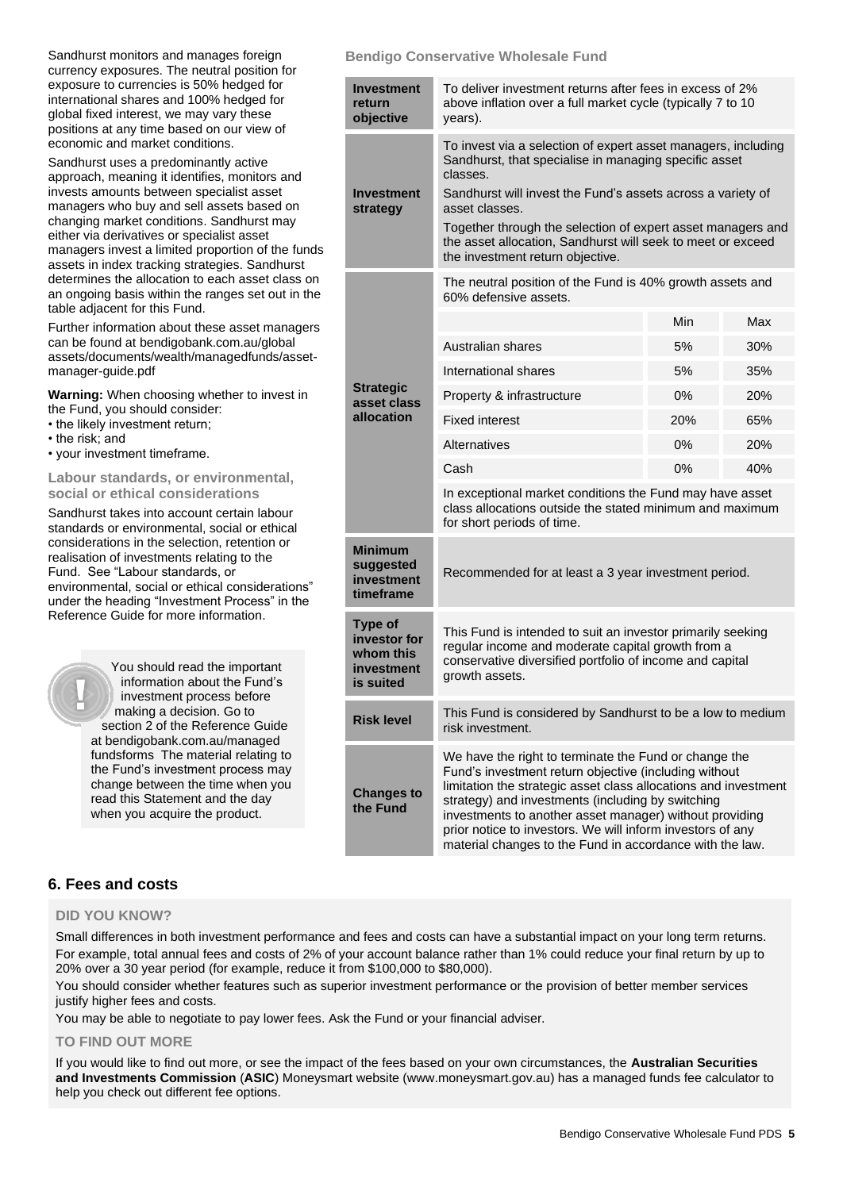Sandhurst monitors and manages foreign currency exposures. The neutral position for exposure to currencies is 50% hedged for international shares and 100% hedged for global fixed interest, we may vary these positions at any time based on our view of economic and market conditions.

Sandhurst uses a predominantly active approach, meaning it identifies, monitors and invests amounts between specialist asset managers who buy and sell assets based on changing market conditions. Sandhurst may either via derivatives or specialist asset managers invest a limited proportion of the funds assets in index tracking strategies. Sandhurst determines the allocation to each asset class on an ongoing basis within the ranges set out in the table adjacent for this Fund.

Further information about these asset managers can be found at bendigobank.com.au/global assets/documents/wealth/managedfunds/asset-manager-guide.pdf

**Warning:** When choosing whether to invest in the Fund, you should consider:

- the likely investment return;
- the risk; and
- your investment timeframe.

### Labour standards, or environmental, social or ethical considerations

Sandhurst takes into account certain labour standards or environmental, social or ethical considerations in the selection, retention or realisation of investments relating to the Fund. See "Labour standards, or environmental, social or ethical considerations" under the heading "Investment Process" in the Reference Guide for more information.

You should read the important information about the Fund's investment process before making a decision. Go to section 2 of the Reference Guide at bendigobank.com.au/managed fundsforms The material relating to the Fund's investment process may change between the time when you read this Statement and the day when you acquire the product.

### Bendigo Conservative Wholesale Fund

| | | | |
|---|---|---|---|
| **Investment return objective** | To deliver investment returns after fees in excess of 2% above inflation over a full market cycle (typically 7 to 10 years). | | |
| **Investment strategy** | To invest via a selection of expert asset managers, including Sandhurst, that specialise in managing specific asset classes.<br>Sandhurst will invest the Fund's assets across a variety of asset classes.<br>Together through the selection of expert asset managers and the asset allocation, Sandhurst will seek to meet or exceed the investment return objective. | | |
| **Strategic asset class allocation** | The neutral position of the Fund is 40% growth assets and 60% defensive assets. | | |
| | | Min | Max |
| | Australian shares | 5% | 30% |
| | International shares | 5% | 35% |
| | Property & infrastructure | 0% | 20% |
| | Fixed interest | 20% | 65% |
| | Alternatives | 0% | 20% |
| | Cash | 0% | 40% |
| | In exceptional market conditions the Fund may have asset class allocations outside the stated minimum and maximum for short periods of time. | | |
| **Minimum suggested investment timeframe** | Recommended for at least a 3 year investment period. | | |
| **Type of investor for whom this investment is suited** | This Fund is intended to suit an investor primarily seeking regular income and moderate capital growth from a conservative diversified portfolio of income and capital growth assets. | | |
| **Risk level** | This Fund is considered by Sandhurst to be a low to medium risk investment. | | |
| **Changes to the Fund** | We have the right to terminate the Fund or change the Fund's investment return objective (including without limitation the strategic asset class allocations and investment strategy) and investments (including by switching investments to another asset manager) without providing prior notice to investors. We will inform investors of any material changes to the Fund in accordance with the law. | | |

## 6. Fees and costs

### DID YOU KNOW?

Small differences in both investment performance and fees and costs can have a substantial impact on your long term returns.

For example, total annual fees and costs of 2% of your account balance rather than 1% could reduce your final return by up to 20% over a 30 year period (for example, reduce it from $100,000 to $80,000).

You should consider whether features such as superior investment performance or the provision of better member services justify higher fees and costs.

You may be able to negotiate to pay lower fees. Ask the Fund or your financial adviser.

### TO FIND OUT MORE

If you would like to find out more, or see the impact of the fees based on your own circumstances, the **Australian Securities and Investments Commission** (**ASIC**) Moneysmart website (www.moneysmart.gov.au) has a managed funds fee calculator to help you check out different fee options.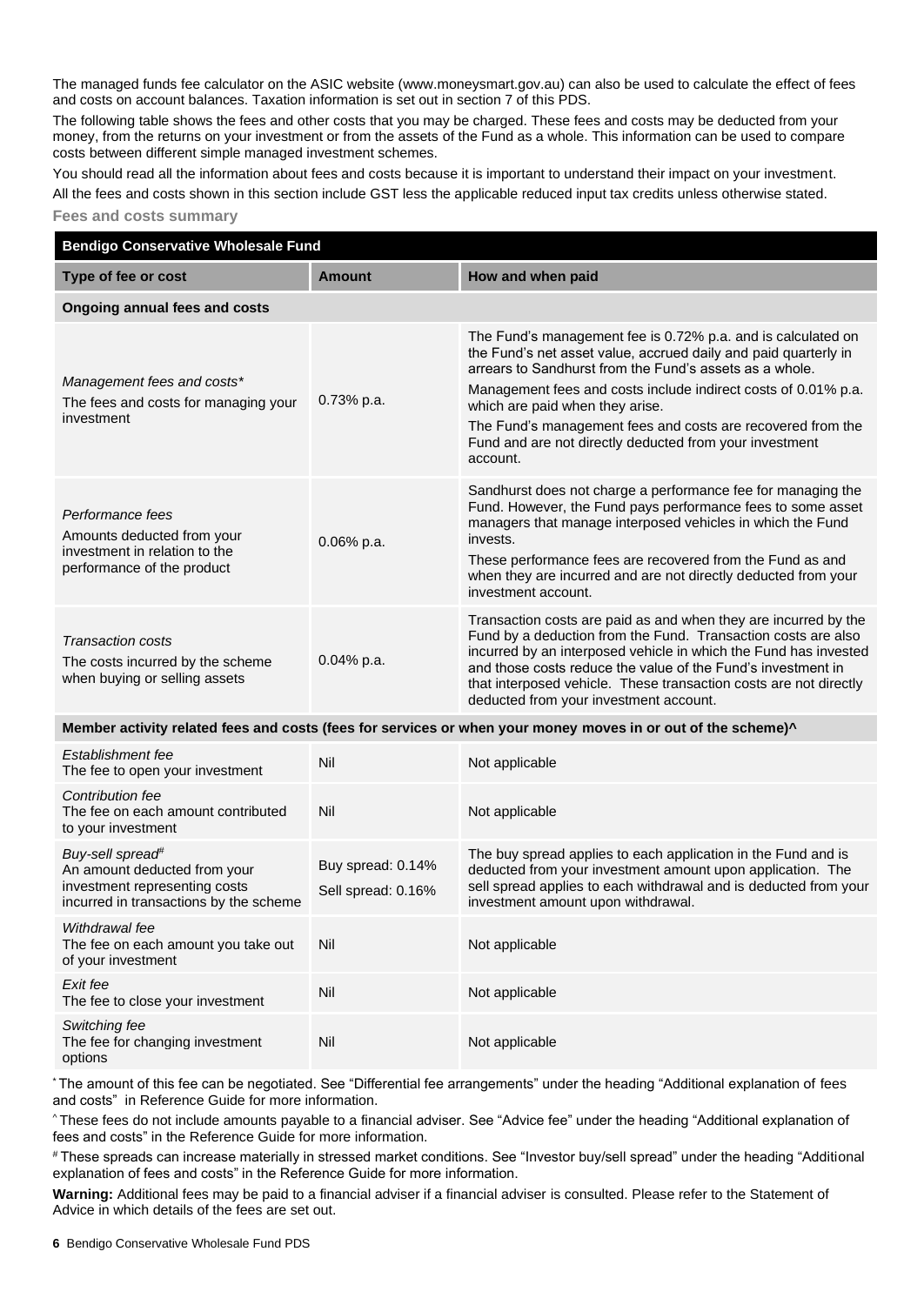The managed funds fee calculator on the ASIC website (www.moneysmart.gov.au) can also be used to calculate the effect of fees and costs on account balances. Taxation information is set out in section 7 of this PDS.

The following table shows the fees and other costs that you may be charged. These fees and costs may be deducted from your money, from the returns on your investment or from the assets of the Fund as a whole. This information can be used to compare costs between different simple managed investment schemes.

You should read all the information about fees and costs because it is important to understand their impact on your investment.

All the fees and costs shown in this section include GST less the applicable reduced input tax credits unless otherwise stated.

### Fees and costs summary

| **Bendigo Conservative Wholesale Fund** | | |
|---|---|---|
| **Type of fee or cost** | **Amount** | **How and when paid** |
| **Ongoing annual fees and costs** | | |
| *Management fees and costs\** The fees and costs for managing your investment | 0.73% p.a. | The Fund's management fee is 0.72% p.a. and is calculated on the Fund's net asset value, accrued daily and paid quarterly in arrears to Sandhurst from the Fund's assets as a whole. Management fees and costs include indirect costs of 0.01% p.a. which are paid when they arise. The Fund's management fees and costs are recovered from the Fund and are not directly deducted from your investment account. |
| *Performance fees* Amounts deducted from your investment in relation to the performance of the product | 0.06% p.a. | Sandhurst does not charge a performance fee for managing the Fund. However, the Fund pays performance fees to some asset managers that manage interposed vehicles in which the Fund invests. These performance fees are recovered from the Fund as and when they are incurred and are not directly deducted from your investment account. |
| *Transaction costs* The costs incurred by the scheme when buying or selling assets | 0.04% p.a. | Transaction costs are paid as and when they are incurred by the Fund by a deduction from the Fund. Transaction costs are also incurred by an interposed vehicle in which the Fund has invested and those costs reduce the value of the Fund's investment in that interposed vehicle. These transaction costs are not directly deducted from your investment account. |
| **Member activity related fees and costs (fees for services or when your money moves in or out of the scheme)^** | | |
| *Establishment fee* The fee to open your investment | Nil | Not applicable |
| *Contribution fee* The fee on each amount contributed to your investment | Nil | Not applicable |
| *Buy-sell spread#* An amount deducted from your investment representing costs incurred in transactions by the scheme | Buy spread: 0.14% Sell spread: 0.16% | The buy spread applies to each application in the Fund and is deducted from your investment amount upon application. The sell spread applies to each withdrawal and is deducted from your investment amount upon withdrawal. |
| *Withdrawal fee* The fee on each amount you take out of your investment | Nil | Not applicable |
| *Exit fee* The fee to close your investment | Nil | Not applicable |
| *Switching fee* The fee for changing investment options | Nil | Not applicable |

\* The amount of this fee can be negotiated. See "Differential fee arrangements" under the heading "Additional explanation of fees and costs" in Reference Guide for more information.

^ These fees do not include amounts payable to a financial adviser. See "Advice fee" under the heading "Additional explanation of fees and costs" in the Reference Guide for more information.

# These spreads can increase materially in stressed market conditions. See "Investor buy/sell spread" under the heading "Additional explanation of fees and costs" in the Reference Guide for more information.

**Warning:** Additional fees may be paid to a financial adviser if a financial adviser is consulted. Please refer to the Statement of Advice in which details of the fees are set out.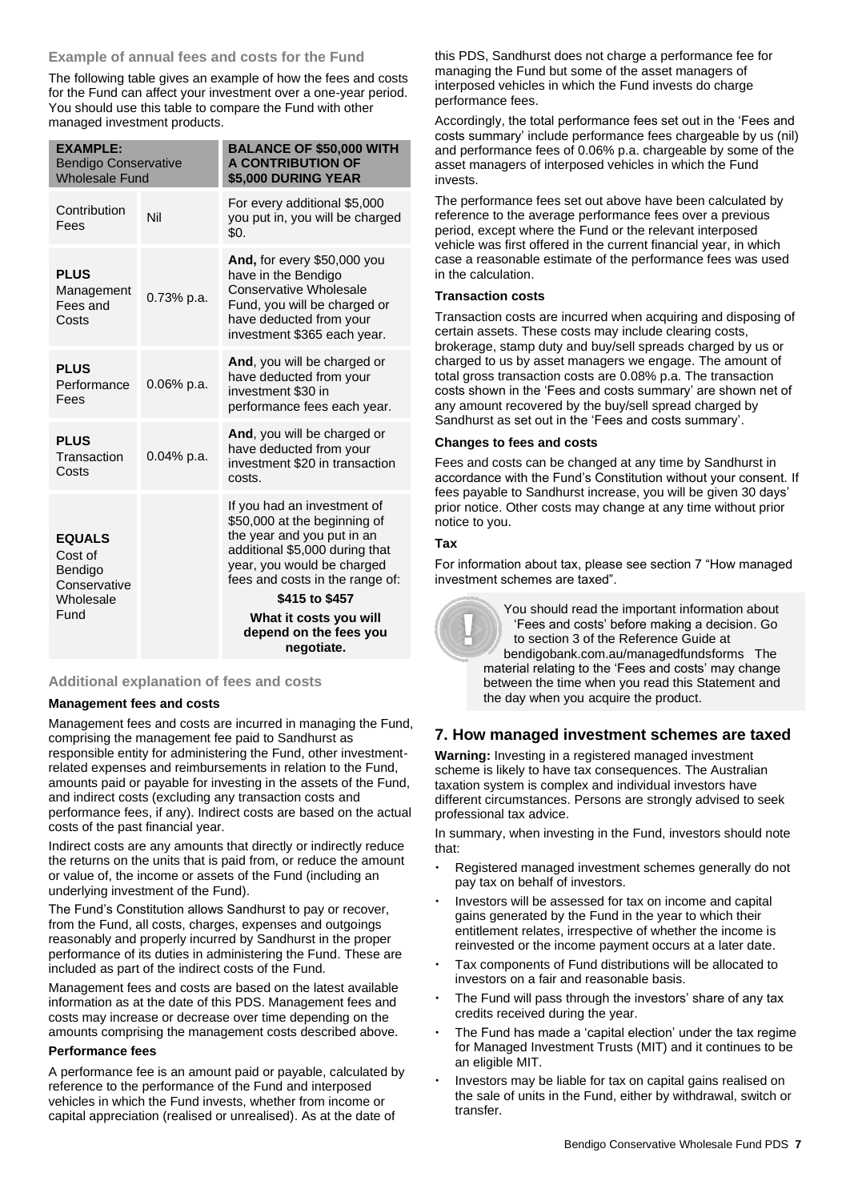### Example of annual fees and costs for the Fund

The following table gives an example of how the fees and costs for the Fund can affect your investment over a one-year period. You should use this table to compare the Fund with other managed investment products.

| **EXAMPLE:** Bendigo Conservative Wholesale Fund | | **BALANCE OF $50,000 WITH A CONTRIBUTION OF $5,000 DURING YEAR** |
|---|---|---|
| Contribution Fees | Nil | For every additional $5,000 you put in, you will be charged $0. |
| **PLUS** Management Fees and Costs | 0.73% p.a. | **And,** for every $50,000 you have in the Bendigo Conservative Wholesale Fund, you will be charged or have deducted from your investment $365 each year. |
| **PLUS** Performance Fees | 0.06% p.a. | **And**, you will be charged or have deducted from your investment $30 in performance fees each year. |
| **PLUS** Transaction Costs | 0.04% p.a. | **And**, you will be charged or have deducted from your investment $20 in transaction costs. |
| **EQUALS** Cost of Bendigo Conservative Wholesale Fund | | If you had an investment of $50,000 at the beginning of the year and you put in an additional $5,000 during that year, you would be charged fees and costs in the range of: **$415 to $457** **What it costs you will depend on the fees you negotiate.** |

### Additional explanation of fees and costs

**Management fees and costs**

Management fees and costs are incurred in managing the Fund, comprising the management fee paid to Sandhurst as responsible entity for administering the Fund, other investment-related expenses and reimbursements in relation to the Fund, amounts paid or payable for investing in the assets of the Fund, and indirect costs (excluding any transaction costs and performance fees, if any). Indirect costs are based on the actual costs of the past financial year.

Indirect costs are any amounts that directly or indirectly reduce the returns on the units that is paid from, or reduce the amount or value of, the income or assets of the Fund (including an underlying investment of the Fund).

The Fund's Constitution allows Sandhurst to pay or recover, from the Fund, all costs, charges, expenses and outgoings reasonably and properly incurred by Sandhurst in the proper performance of its duties in administering the Fund. These are included as part of the indirect costs of the Fund.

Management fees and costs are based on the latest available information as at the date of this PDS. Management fees and costs may increase or decrease over time depending on the amounts comprising the management costs described above.

**Performance fees**

A performance fee is an amount paid or payable, calculated by reference to the performance of the Fund and interposed vehicles in which the Fund invests, whether from income or capital appreciation (realised or unrealised). As at the date of this PDS, Sandhurst does not charge a performance fee for managing the Fund but some of the asset managers of interposed vehicles in which the Fund invests do charge performance fees.

Accordingly, the total performance fees set out in the 'Fees and costs summary' include performance fees chargeable by us (nil) and performance fees of 0.06% p.a. chargeable by some of the asset managers of interposed vehicles in which the Fund invests.

The performance fees set out above have been calculated by reference to the average performance fees over a previous period, except where the Fund or the relevant interposed vehicle was first offered in the current financial year, in which case a reasonable estimate of the performance fees was used in the calculation.

**Transaction costs**

Transaction costs are incurred when acquiring and disposing of certain assets. These costs may include clearing costs, brokerage, stamp duty and buy/sell spreads charged by us or charged to us by asset managers we engage. The amount of total gross transaction costs are 0.08% p.a. The transaction costs shown in the 'Fees and costs summary' are shown net of any amount recovered by the buy/sell spread charged by Sandhurst as set out in the 'Fees and costs summary'.

**Changes to fees and costs**

Fees and costs can be changed at any time by Sandhurst in accordance with the Fund's Constitution without your consent. If fees payable to Sandhurst increase, you will be given 30 days' prior notice. Other costs may change at any time without prior notice to you.

**Tax**

For information about tax, please see section 7 "How managed investment schemes are taxed".

You should read the important information about 'Fees and costs' before making a decision. Go to section 3 of the Reference Guide at bendigobank.com.au/managedfundsforms The material relating to the 'Fees and costs' may change between the time when you read this Statement and the day when you acquire the product.

## 7. How managed investment schemes are taxed

**Warning:** Investing in a registered managed investment scheme is likely to have tax consequences. The Australian taxation system is complex and individual investors have different circumstances. Persons are strongly advised to seek professional tax advice.

In summary, when investing in the Fund, investors should note that:

- Registered managed investment schemes generally do not pay tax on behalf of investors.
- Investors will be assessed for tax on income and capital gains generated by the Fund in the year to which their entitlement relates, irrespective of whether the income is reinvested or the income payment occurs at a later date.
- Tax components of Fund distributions will be allocated to investors on a fair and reasonable basis.
- The Fund will pass through the investors' share of any tax credits received during the year.
- The Fund has made a 'capital election' under the tax regime for Managed Investment Trusts (MIT) and it continues to be an eligible MIT.
- Investors may be liable for tax on capital gains realised on the sale of units in the Fund, either by withdrawal, switch or transfer.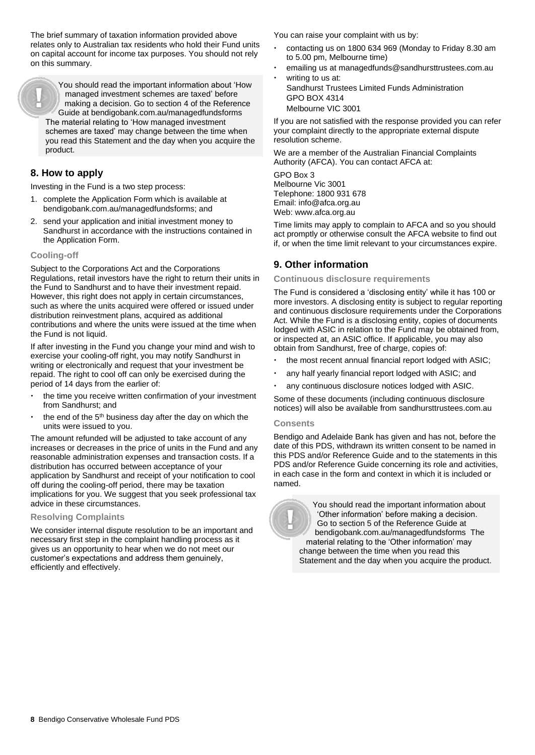The brief summary of taxation information provided above relates only to Australian tax residents who hold their Fund units on capital account for income tax purposes. You should not rely on this summary.

You should read the important information about 'How managed investment schemes are taxed' before making a decision. Go to section 4 of the Reference Guide at bendigobank.com.au/managedfundsforms The material relating to 'How managed investment schemes are taxed' may change between the time when you read this Statement and the day when you acquire the product.

## 8. How to apply

Investing in the Fund is a two step process:

1. complete the Application Form which is available at bendigobank.com.au/managedfundsforms; and
2. send your application and initial investment money to Sandhurst in accordance with the instructions contained in the Application Form.

### Cooling-off

Subject to the Corporations Act and the Corporations Regulations, retail investors have the right to return their units in the Fund to Sandhurst and to have their investment repaid. However, this right does not apply in certain circumstances, such as where the units acquired were offered or issued under distribution reinvestment plans, acquired as additional contributions and where the units were issued at the time when the Fund is not liquid.

If after investing in the Fund you change your mind and wish to exercise your cooling-off right, you may notify Sandhurst in writing or electronically and request that your investment be repaid. The right to cool off can only be exercised during the period of 14 days from the earlier of:

- the time you receive written confirmation of your investment from Sandhurst; and
- the end of the 5th business day after the day on which the units were issued to you.

The amount refunded will be adjusted to take account of any increases or decreases in the price of units in the Fund and any reasonable administration expenses and transaction costs. If a distribution has occurred between acceptance of your application by Sandhurst and receipt of your notification to cool off during the cooling-off period, there may be taxation implications for you. We suggest that you seek professional tax advice in these circumstances.

### Resolving Complaints

We consider internal dispute resolution to be an important and necessary first step in the complaint handling process as it gives us an opportunity to hear when we do not meet our customer's expectations and address them genuinely, efficiently and effectively.

You can raise your complaint with us by:

- contacting us on 1800 634 969 (Monday to Friday 8.30 am to 5.00 pm, Melbourne time)
- emailing us at managedfunds@sandhursttrustees.com.au
- writing to us at:
  Sandhurst Trustees Limited Funds Administration
  GPO BOX 4314
  Melbourne VIC 3001

If you are not satisfied with the response provided you can refer your complaint directly to the appropriate external dispute resolution scheme.

We are a member of the Australian Financial Complaints Authority (AFCA). You can contact AFCA at:

GPO Box 3
Melbourne Vic 3001
Telephone: 1800 931 678
Email: info@afca.org.au
Web: www.afca.org.au

Time limits may apply to complain to AFCA and so you should act promptly or otherwise consult the AFCA website to find out if, or when the time limit relevant to your circumstances expire.

## 9. Other information

### Continuous disclosure requirements

The Fund is considered a 'disclosing entity' while it has 100 or more investors. A disclosing entity is subject to regular reporting and continuous disclosure requirements under the Corporations Act. While the Fund is a disclosing entity, copies of documents lodged with ASIC in relation to the Fund may be obtained from, or inspected at, an ASIC office. If applicable, you may also obtain from Sandhurst, free of charge, copies of:

- the most recent annual financial report lodged with ASIC;
- any half yearly financial report lodged with ASIC; and
- any continuous disclosure notices lodged with ASIC.

Some of these documents (including continuous disclosure notices) will also be available from sandhursttrustees.com.au

### Consents

Bendigo and Adelaide Bank has given and has not, before the date of this PDS, withdrawn its written consent to be named in this PDS and/or Reference Guide and to the statements in this PDS and/or Reference Guide concerning its role and activities, in each case in the form and context in which it is included or named.

You should read the important information about 'Other information' before making a decision. Go to section 5 of the Reference Guide at bendigobank.com.au/managedfundsforms The material relating to the 'Other information' may change between the time when you read this Statement and the day when you acquire the product.